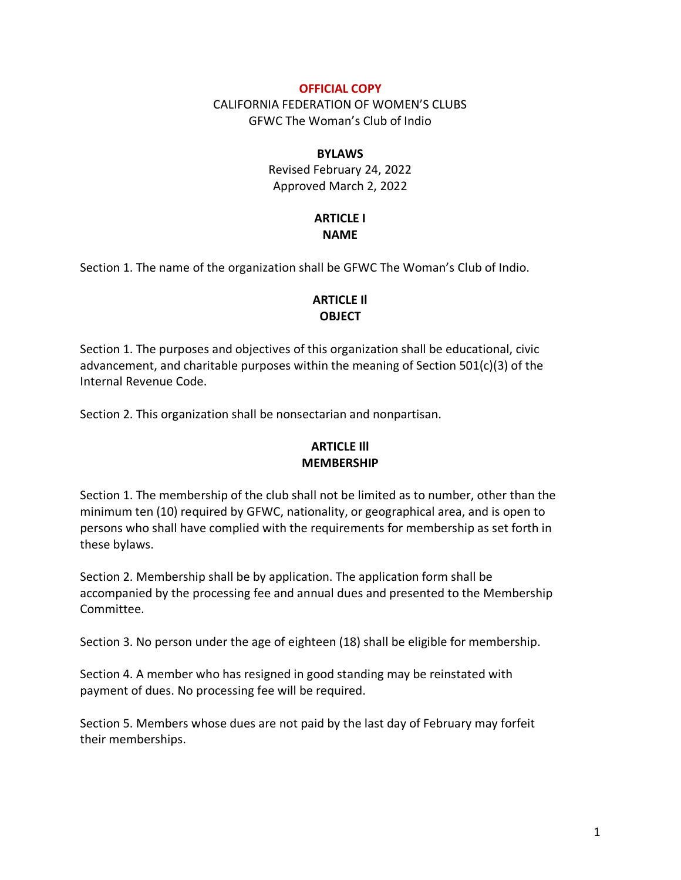**OFFICIAL COPY**

CALIFORNIA FEDERATION OF WOMEN'S CLUBS
GFWC The Woman's Club of Indio

# BYLAWS

Revised February 24, 2022
Approved March 2, 2022

## ARTICLE I
## NAME

Section 1. The name of the organization shall be GFWC The Woman's Club of Indio.

## ARTICLE II
## OBJECT

Section 1. The purposes and objectives of this organization shall be educational, civic advancement, and charitable purposes within the meaning of Section 501(c)(3) of the Internal Revenue Code.

Section 2. This organization shall be nonsectarian and nonpartisan.

## ARTICLE III
## MEMBERSHIP

Section 1. The membership of the club shall not be limited as to number, other than the minimum ten (10) required by GFWC, nationality, or geographical area, and is open to persons who shall have complied with the requirements for membership as set forth in these bylaws.

Section 2. Membership shall be by application. The application form shall be accompanied by the processing fee and annual dues and presented to the Membership Committee.

Section 3. No person under the age of eighteen (18) shall be eligible for membership.

Section 4. A member who has resigned in good standing may be reinstated with payment of dues. No processing fee will be required.

Section 5. Members whose dues are not paid by the last day of February may forfeit their memberships.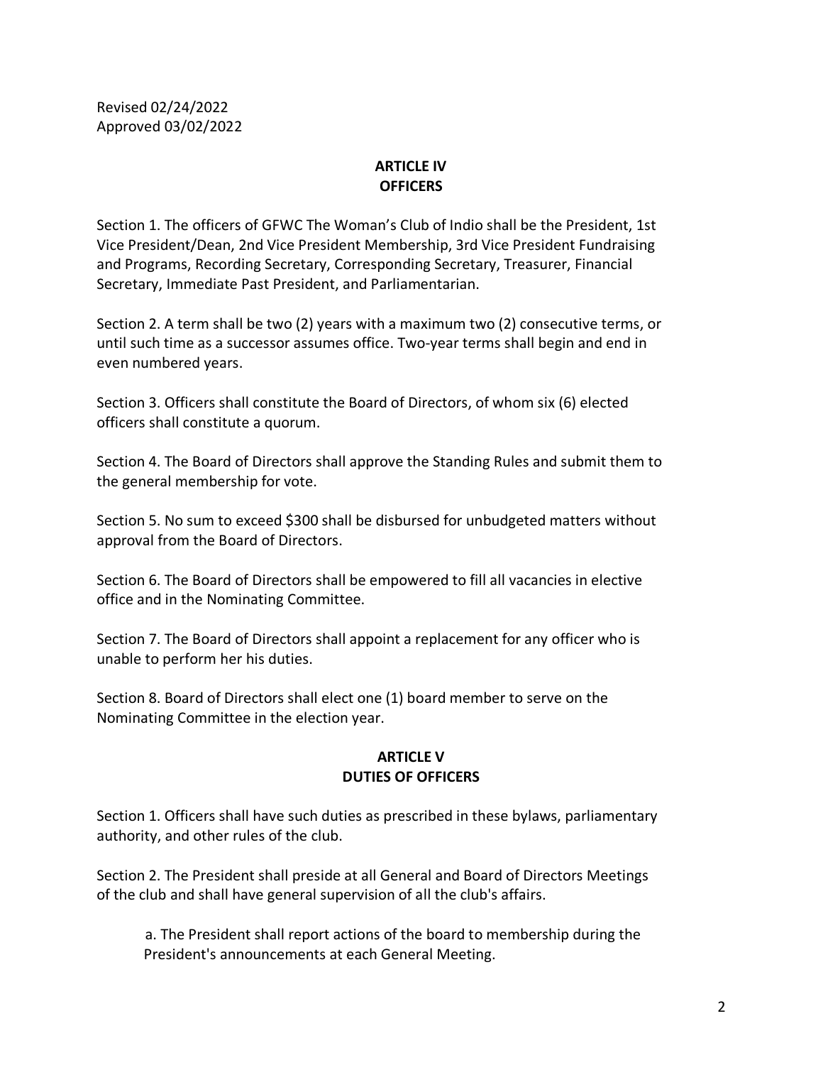Revised 02/24/2022
Approved 03/02/2022

## ARTICLE IV
## OFFICERS

Section 1. The officers of GFWC The Woman's Club of Indio shall be the President, 1st Vice President/Dean, 2nd Vice President Membership, 3rd Vice President Fundraising and Programs, Recording Secretary, Corresponding Secretary, Treasurer, Financial Secretary, Immediate Past President, and Parliamentarian.

Section 2. A term shall be two (2) years with a maximum two (2) consecutive terms, or until such time as a successor assumes office. Two-year terms shall begin and end in even numbered years.

Section 3. Officers shall constitute the Board of Directors, of whom six (6) elected officers shall constitute a quorum.

Section 4. The Board of Directors shall approve the Standing Rules and submit them to the general membership for vote.

Section 5. No sum to exceed $300 shall be disbursed for unbudgeted matters without approval from the Board of Directors.

Section 6. The Board of Directors shall be empowered to fill all vacancies in elective office and in the Nominating Committee.

Section 7. The Board of Directors shall appoint a replacement for any officer who is unable to perform her his duties.

Section 8. Board of Directors shall elect one (1) board member to serve on the Nominating Committee in the election year.

## ARTICLE V
## DUTIES OF OFFICERS

Section 1. Officers shall have such duties as prescribed in these bylaws, parliamentary authority, and other rules of the club.

Section 2. The President shall preside at all General and Board of Directors Meetings of the club and shall have general supervision of all the club's affairs.

a. The President shall report actions of the board to membership during the President's announcements at each General Meeting.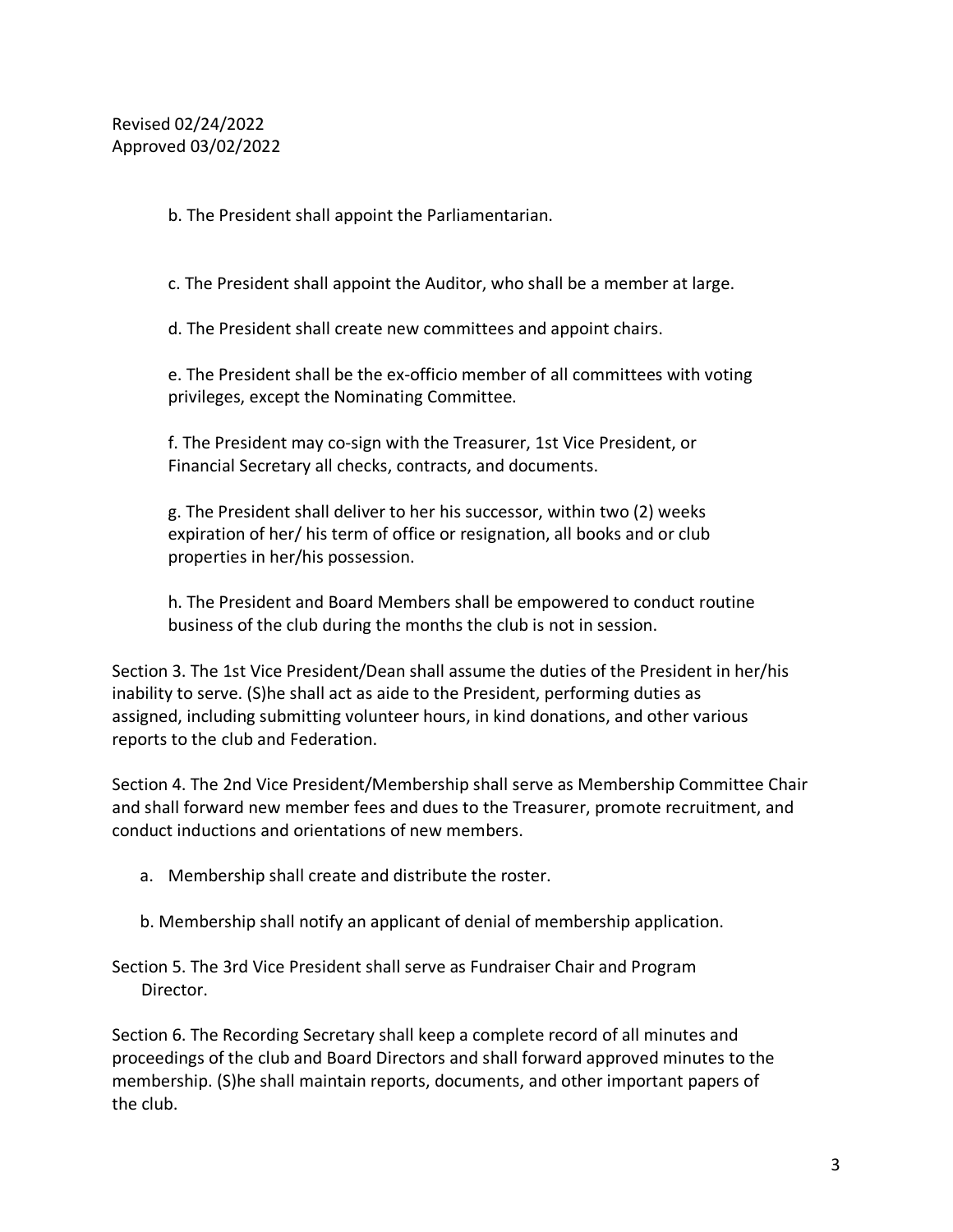Revised 02/24/2022
Approved 03/02/2022

b. The President shall appoint the Parliamentarian.

c. The President shall appoint the Auditor, who shall be a member at large.

d. The President shall create new committees and appoint chairs.

e. The President shall be the ex-officio member of all committees with voting privileges, except the Nominating Committee.

f. The President may co-sign with the Treasurer, 1st Vice President, or Financial Secretary all checks, contracts, and documents.

g. The President shall deliver to her his successor, within two (2) weeks expiration of her/ his term of office or resignation, all books and or club properties in her/his possession.

h. The President and Board Members shall be empowered to conduct routine business of the club during the months the club is not in session.

Section 3. The 1st Vice President/Dean shall assume the duties of the President in her/his inability to serve. (S)he shall act as aide to the President, performing duties as assigned, including submitting volunteer hours, in kind donations, and other various reports to the club and Federation.

Section 4. The 2nd Vice President/Membership shall serve as Membership Committee Chair and shall forward new member fees and dues to the Treasurer, promote recruitment, and conduct inductions and orientations of new members.

a. Membership shall create and distribute the roster.

b. Membership shall notify an applicant of denial of membership application.

Section 5. The 3rd Vice President shall serve as Fundraiser Chair and Program Director.

Section 6. The Recording Secretary shall keep a complete record of all minutes and proceedings of the club and Board Directors and shall forward approved minutes to the membership. (S)he shall maintain reports, documents, and other important papers of the club.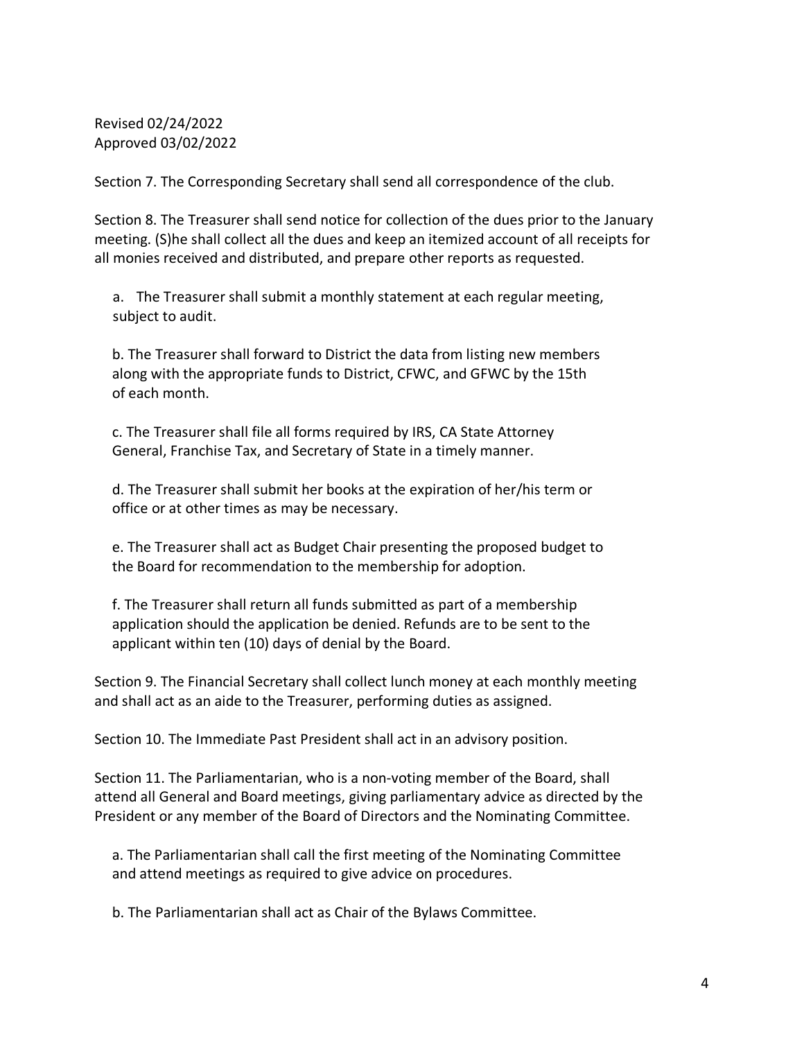Revised 02/24/2022
Approved 03/02/2022

Section 7. The Corresponding Secretary shall send all correspondence of the club.

Section 8. The Treasurer shall send notice for collection of the dues prior to the January meeting. (S)he shall collect all the dues and keep an itemized account of all receipts for all monies received and distributed, and prepare other reports as requested.

a. The Treasurer shall submit a monthly statement at each regular meeting, subject to audit.

b. The Treasurer shall forward to District the data from listing new members along with the appropriate funds to District, CFWC, and GFWC by the 15th of each month.

c. The Treasurer shall file all forms required by IRS, CA State Attorney General, Franchise Tax, and Secretary of State in a timely manner.

d. The Treasurer shall submit her books at the expiration of her/his term or office or at other times as may be necessary.

e. The Treasurer shall act as Budget Chair presenting the proposed budget to the Board for recommendation to the membership for adoption.

f. The Treasurer shall return all funds submitted as part of a membership application should the application be denied. Refunds are to be sent to the applicant within ten (10) days of denial by the Board.

Section 9. The Financial Secretary shall collect lunch money at each monthly meeting and shall act as an aide to the Treasurer, performing duties as assigned.

Section 10. The Immediate Past President shall act in an advisory position.

Section 11. The Parliamentarian, who is a non-voting member of the Board, shall attend all General and Board meetings, giving parliamentary advice as directed by the President or any member of the Board of Directors and the Nominating Committee.

a. The Parliamentarian shall call the first meeting of the Nominating Committee and attend meetings as required to give advice on procedures.

b. The Parliamentarian shall act as Chair of the Bylaws Committee.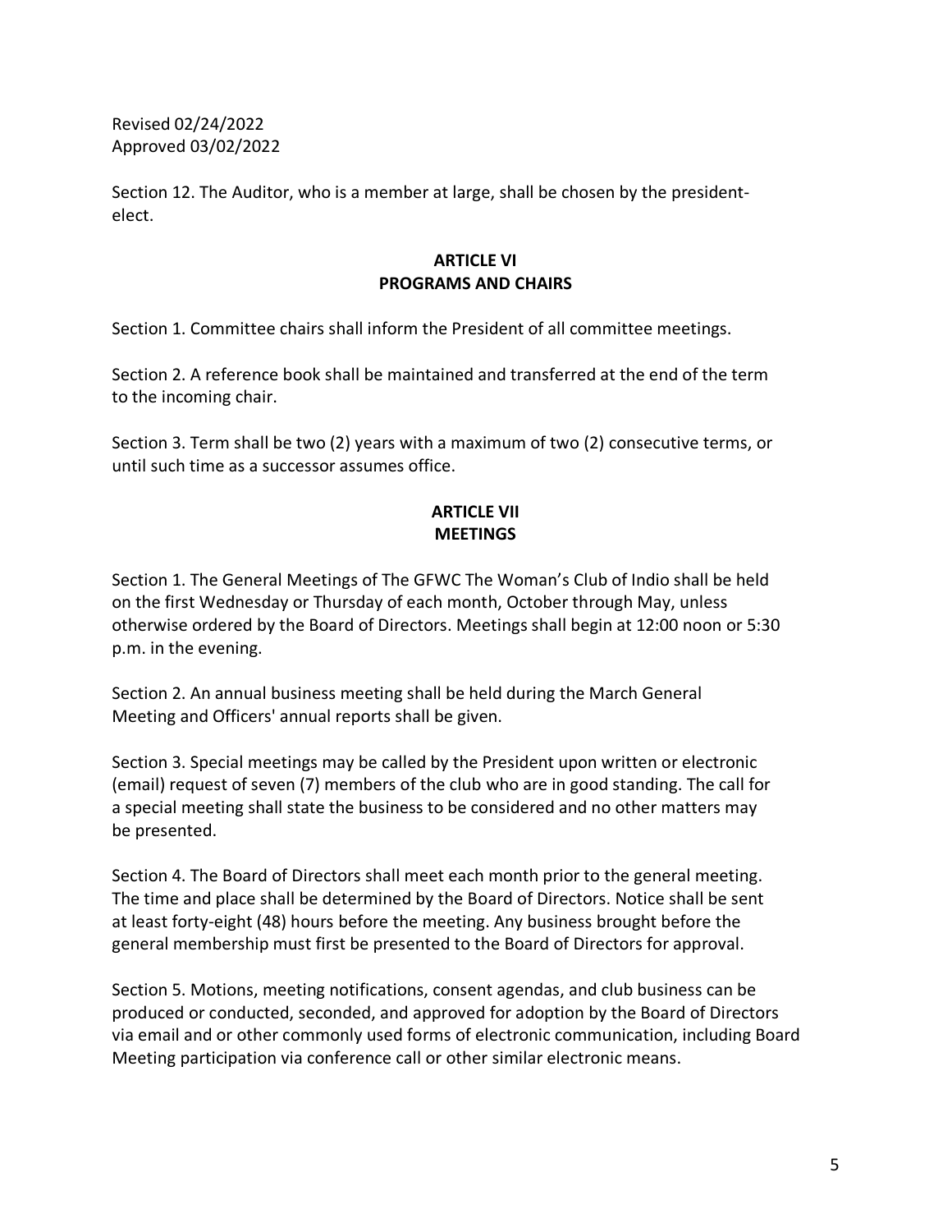Revised 02/24/2022
Approved 03/02/2022

Section 12. The Auditor, who is a member at large, shall be chosen by the president-elect.

## ARTICLE VI
## PROGRAMS AND CHAIRS

Section 1. Committee chairs shall inform the President of all committee meetings.

Section 2. A reference book shall be maintained and transferred at the end of the term to the incoming chair.

Section 3. Term shall be two (2) years with a maximum of two (2) consecutive terms, or until such time as a successor assumes office.

## ARTICLE VII
## MEETINGS

Section 1. The General Meetings of The GFWC The Woman's Club of Indio shall be held on the first Wednesday or Thursday of each month, October through May, unless otherwise ordered by the Board of Directors. Meetings shall begin at 12:00 noon or 5:30 p.m. in the evening.

Section 2. An annual business meeting shall be held during the March General Meeting and Officers' annual reports shall be given.

Section 3. Special meetings may be called by the President upon written or electronic (email) request of seven (7) members of the club who are in good standing. The call for a special meeting shall state the business to be considered and no other matters may be presented.

Section 4. The Board of Directors shall meet each month prior to the general meeting. The time and place shall be determined by the Board of Directors. Notice shall be sent at least forty-eight (48) hours before the meeting. Any business brought before the general membership must first be presented to the Board of Directors for approval.

Section 5. Motions, meeting notifications, consent agendas, and club business can be produced or conducted, seconded, and approved for adoption by the Board of Directors via email and or other commonly used forms of electronic communication, including Board Meeting participation via conference call or other similar electronic means.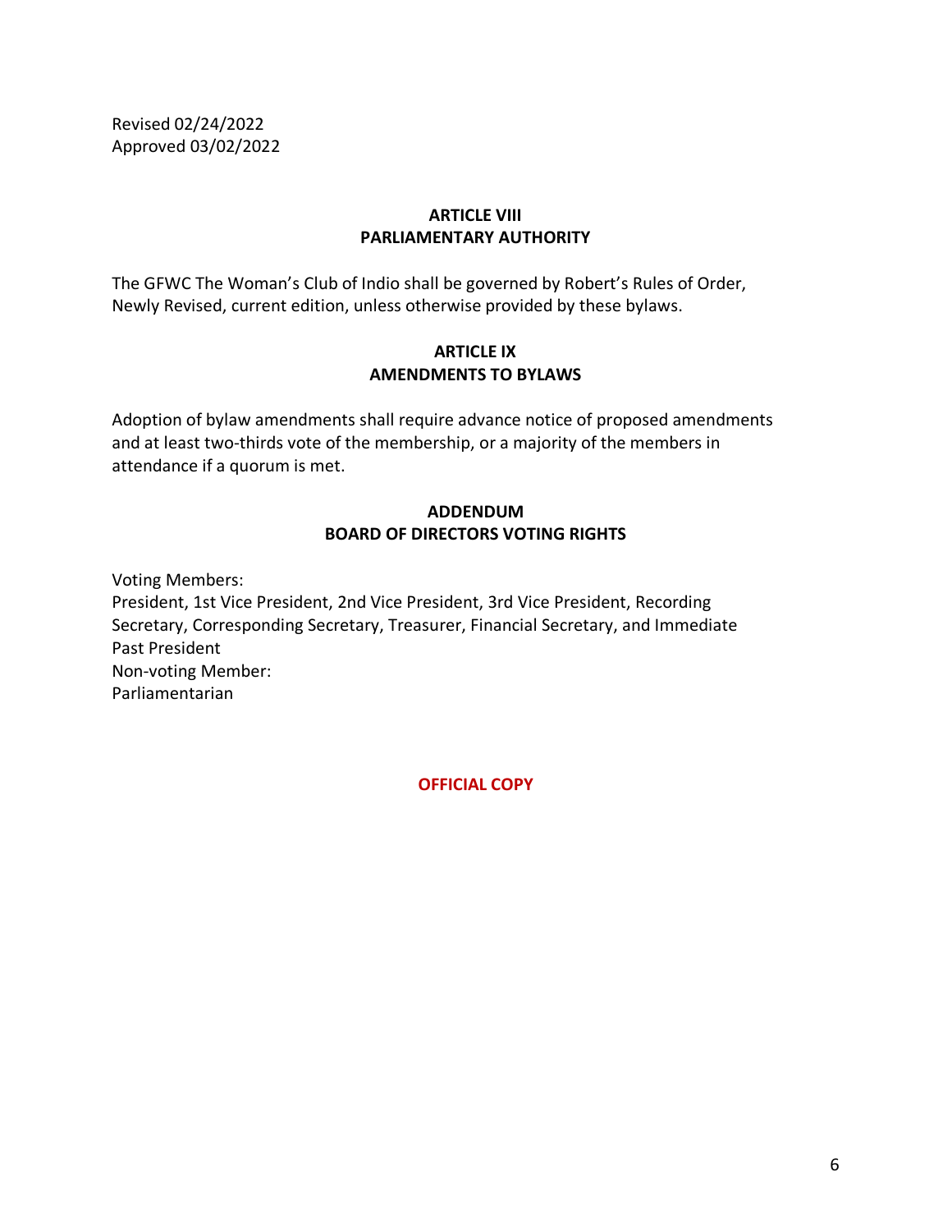Revised 02/24/2022
Approved 03/02/2022

## ARTICLE VIII
## PARLIAMENTARY AUTHORITY

The GFWC The Woman's Club of Indio shall be governed by Robert's Rules of Order, Newly Revised, current edition, unless otherwise provided by these bylaws.

## ARTICLE IX
## AMENDMENTS TO BYLAWS

Adoption of bylaw amendments shall require advance notice of proposed amendments and at least two-thirds vote of the membership, or a majority of the members in attendance if a quorum is met.

## ADDENDUM
## BOARD OF DIRECTORS VOTING RIGHTS

Voting Members:
President, 1st Vice President, 2nd Vice President, 3rd Vice President, Recording Secretary, Corresponding Secretary, Treasurer, Financial Secretary, and Immediate Past President
Non-voting Member:
Parliamentarian

**OFFICIAL COPY**